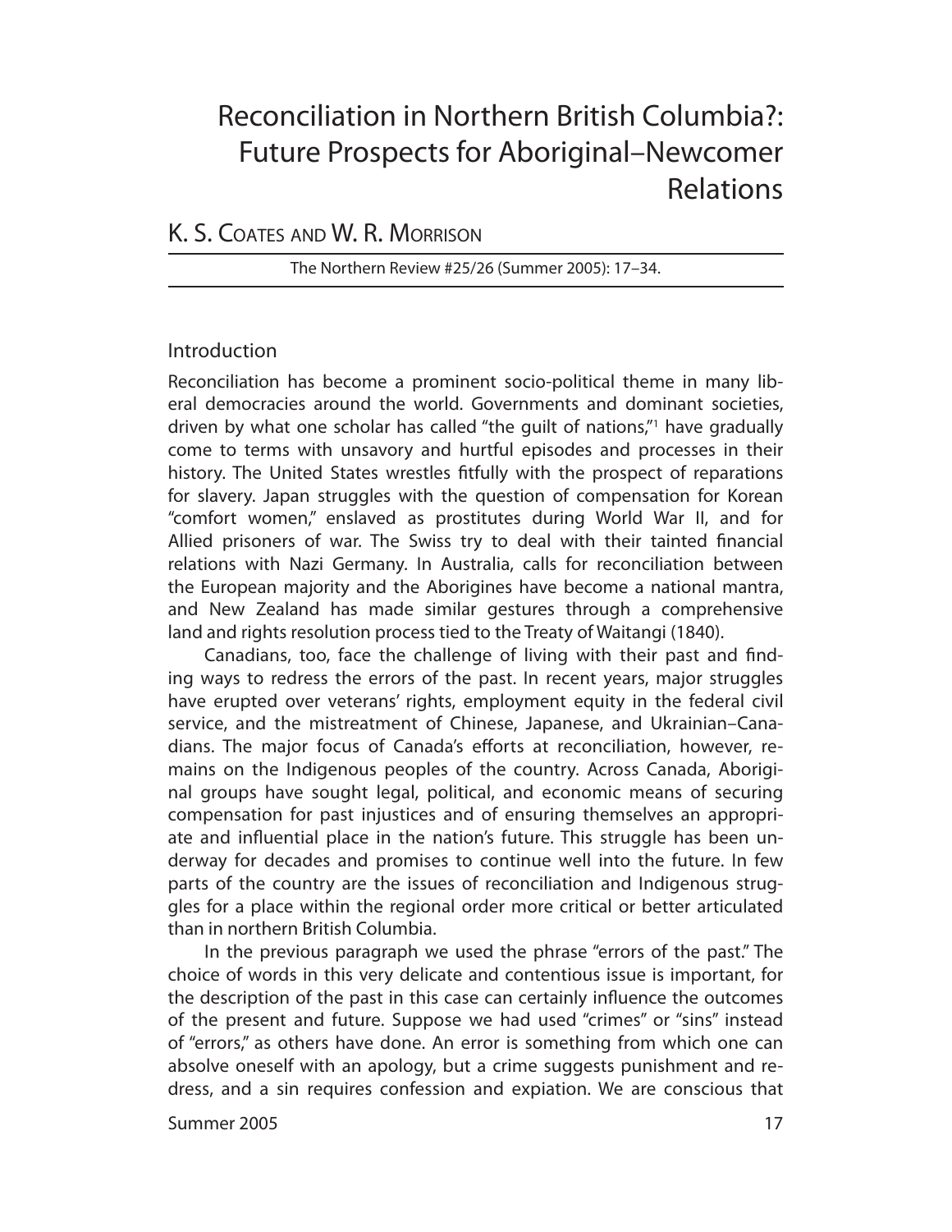# Reconciliation in Northern British Columbia?: Future Prospects for Aboriginal–Newcomer Relations

K. S. Coates and W. R. Morrison

The Northern Review #25/26 (Summer 2005): 17–34.

## Introduction

Reconciliation has become a prominent socio-political theme in many liberal democracies around the world. Governments and dominant societies, driven by what one scholar has called "the guilt of nations,"[1] have gradually come to terms with unsavory and hurtful episodes and processes in their history. The United States wrestles fitfully with the prospect of reparations for slavery. Japan struggles with the question of compensation for Korean "comfort women," enslaved as prostitutes during World War II, and for Allied prisoners of war. The Swiss try to deal with their tainted financial relations with Nazi Germany. In Australia, calls for reconciliation between the European majority and the Aborigines have become a national mantra, and New Zealand has made similar gestures through a comprehensive land and rights resolution process tied to the Treaty of Waitangi (1840).

Canadians, too, face the challenge of living with their past and finding ways to redress the errors of the past. In recent years, major struggles have erupted over veterans' rights, employment equity in the federal civil service, and the mistreatment of Chinese, Japanese, and Ukrainian–Canadians. The major focus of Canada's efforts at reconciliation, however, remains on the Indigenous peoples of the country. Across Canada, Aboriginal groups have sought legal, political, and economic means of securing compensation for past injustices and of ensuring themselves an appropriate and influential place in the nation's future. This struggle has been underway for decades and promises to continue well into the future. In few parts of the country are the issues of reconciliation and Indigenous struggles for a place within the regional order more critical or better articulated than in northern British Columbia.

In the previous paragraph we used the phrase "errors of the past." The choice of words in this very delicate and contentious issue is important, for the description of the past in this case can certainly influence the outcomes of the present and future. Suppose we had used "crimes" or "sins" instead of "errors," as others have done. An error is something from which one can absolve oneself with an apology, but a crime suggests punishment and redress, and a sin requires confession and expiation. We are conscious that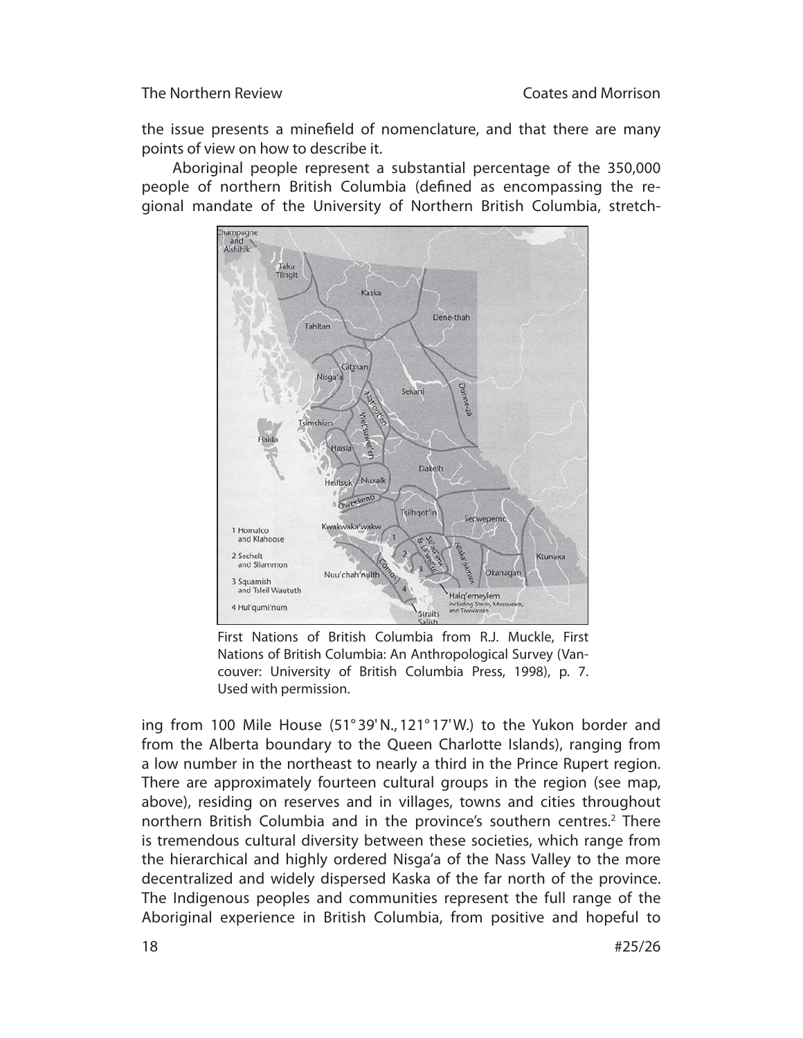the issue presents a minefield of nomenclature, and that there are many points of view on how to describe it.

Aboriginal people represent a substantial percentage of the 350,000 people of northern British Columbia (defined as encompassing the regional mandate of the University of Northern British Columbia, stretching from 100 Mile House (51° 39' N., 121° 17' W.) to the Yukon border and from the Alberta boundary to the Queen Charlotte Islands), ranging from a low number in the northeast to nearly a third in the Prince Rupert region. There are approximately fourteen cultural groups in the region (see map, above), residing on reserves and in villages, towns and cities throughout northern British Columbia and in the province's southern centres.[2] There is tremendous cultural diversity between these societies, which range from the hierarchical and highly ordered Nisga'a of the Nass Valley to the more decentralized and widely dispersed Kaska of the far north of the province. The Indigenous peoples and communities represent the full range of the Aboriginal experience in British Columbia, from positive and hopeful to

First Nations of British Columbia from R.J. Muckle, First Nations of British Columbia: An Anthropological Survey (Vancouver: University of British Columbia Press, 1998), p. 7. Used with permission.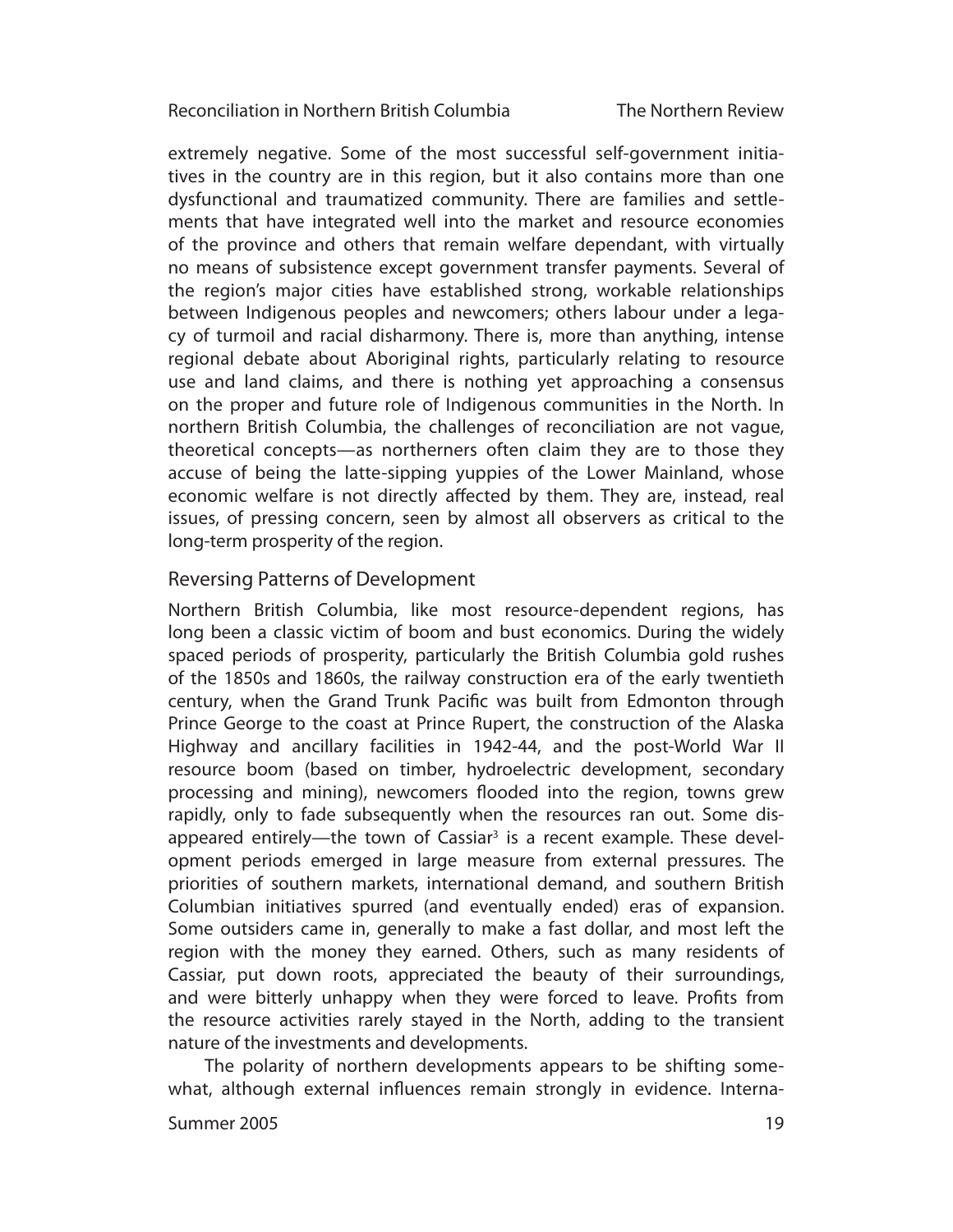extremely negative. Some of the most successful self-government initiatives in the country are in this region, but it also contains more than one dysfunctional and traumatized community. There are families and settlements that have integrated well into the market and resource economies of the province and others that remain welfare dependant, with virtually no means of subsistence except government transfer payments. Several of the region's major cities have established strong, workable relationships between Indigenous peoples and newcomers; others labour under a legacy of turmoil and racial disharmony. There is, more than anything, intense regional debate about Aboriginal rights, particularly relating to resource use and land claims, and there is nothing yet approaching a consensus on the proper and future role of Indigenous communities in the North. In northern British Columbia, the challenges of reconciliation are not vague, theoretical concepts—as northerners often claim they are to those they accuse of being the latte-sipping yuppies of the Lower Mainland, whose economic welfare is not directly affected by them. They are, instead, real issues, of pressing concern, seen by almost all observers as critical to the long-term prosperity of the region.

## Reversing Patterns of Development

Northern British Columbia, like most resource-dependent regions, has long been a classic victim of boom and bust economics. During the widely spaced periods of prosperity, particularly the British Columbia gold rushes of the 1850s and 1860s, the railway construction era of the early twentieth century, when the Grand Trunk Pacific was built from Edmonton through Prince George to the coast at Prince Rupert, the construction of the Alaska Highway and ancillary facilities in 1942-44, and the post-World War II resource boom (based on timber, hydroelectric development, secondary processing and mining), newcomers flooded into the region, towns grew rapidly, only to fade subsequently when the resources ran out. Some disappeared entirely—the town of Cassiar[3] is a recent example. These development periods emerged in large measure from external pressures. The priorities of southern markets, international demand, and southern British Columbian initiatives spurred (and eventually ended) eras of expansion. Some outsiders came in, generally to make a fast dollar, and most left the region with the money they earned. Others, such as many residents of Cassiar, put down roots, appreciated the beauty of their surroundings, and were bitterly unhappy when they were forced to leave. Profits from the resource activities rarely stayed in the North, adding to the transient nature of the investments and developments.

The polarity of northern developments appears to be shifting somewhat, although external influences remain strongly in evidence. Interna-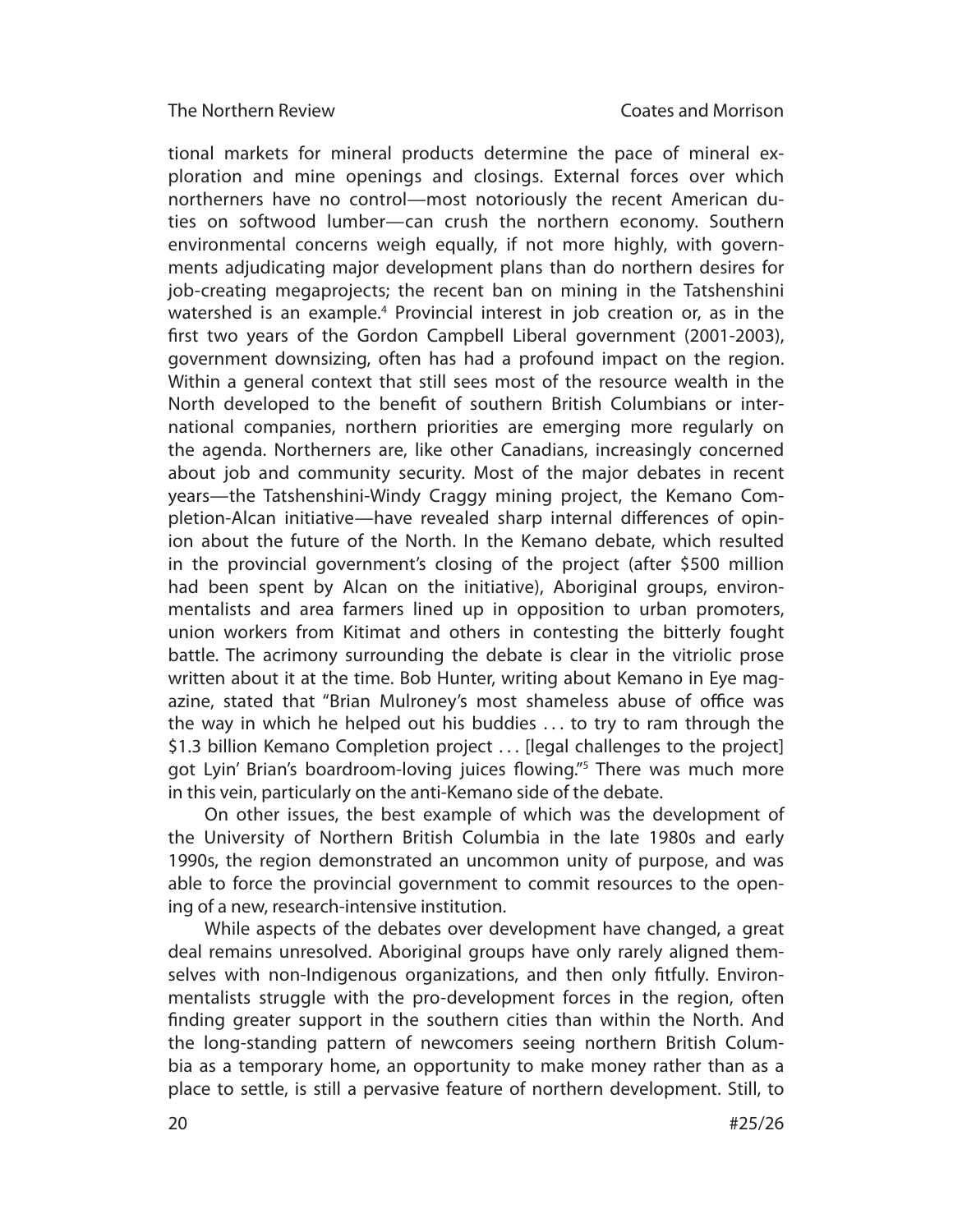tional markets for mineral products determine the pace of mineral exploration and mine openings and closings. External forces over which northerners have no control—most notoriously the recent American duties on softwood lumber—can crush the northern economy. Southern environmental concerns weigh equally, if not more highly, with governments adjudicating major development plans than do northern desires for job-creating megaprojects; the recent ban on mining in the Tatshenshini watershed is an example.[4] Provincial interest in job creation or, as in the first two years of the Gordon Campbell Liberal government (2001-2003), government downsizing, often has had a profound impact on the region. Within a general context that still sees most of the resource wealth in the North developed to the benefit of southern British Columbians or international companies, northern priorities are emerging more regularly on the agenda. Northerners are, like other Canadians, increasingly concerned about job and community security. Most of the major debates in recent years—the Tatshenshini-Windy Craggy mining project, the Kemano Completion-Alcan initiative—have revealed sharp internal differences of opinion about the future of the North. In the Kemano debate, which resulted in the provincial government's closing of the project (after \$500 million had been spent by Alcan on the initiative), Aboriginal groups, environmentalists and area farmers lined up in opposition to urban promoters, union workers from Kitimat and others in contesting the bitterly fought battle. The acrimony surrounding the debate is clear in the vitriolic prose written about it at the time. Bob Hunter, writing about Kemano in Eye magazine, stated that "Brian Mulroney's most shameless abuse of office was the way in which he helped out his buddies . . . to try to ram through the \$1.3 billion Kemano Completion project . . . [legal challenges to the project] got Lyin' Brian's boardroom-loving juices flowing."[5] There was much more in this vein, particularly on the anti-Kemano side of the debate.

On other issues, the best example of which was the development of the University of Northern British Columbia in the late 1980s and early 1990s, the region demonstrated an uncommon unity of purpose, and was able to force the provincial government to commit resources to the opening of a new, research-intensive institution.

While aspects of the debates over development have changed, a great deal remains unresolved. Aboriginal groups have only rarely aligned themselves with non-Indigenous organizations, and then only fitfully. Environmentalists struggle with the pro-development forces in the region, often finding greater support in the southern cities than within the North. And the long-standing pattern of newcomers seeing northern British Columbia as a temporary home, an opportunity to make money rather than as a place to settle, is still a pervasive feature of northern development. Still, to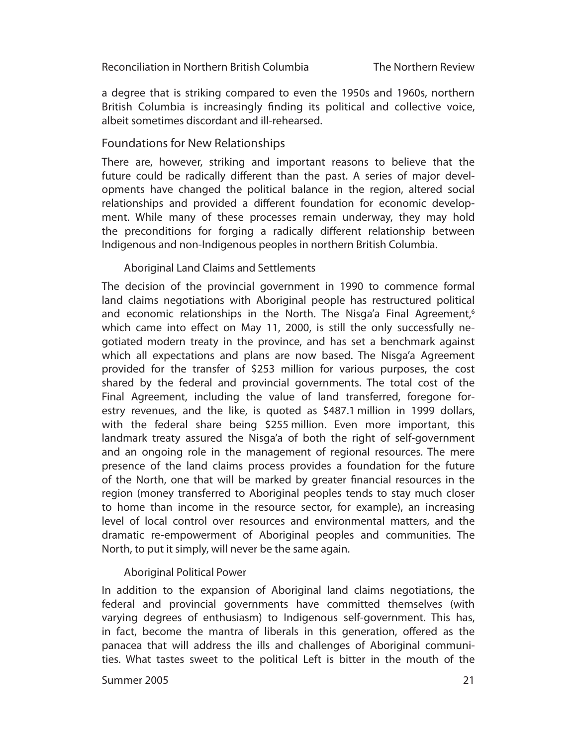a degree that is striking compared to even the 1950s and 1960s, northern British Columbia is increasingly finding its political and collective voice, albeit sometimes discordant and ill-rehearsed.

## Foundations for New Relationships

There are, however, striking and important reasons to believe that the future could be radically different than the past. A series of major developments have changed the political balance in the region, altered social relationships and provided a different foundation for economic development. While many of these processes remain underway, they may hold the preconditions for forging a radically different relationship between Indigenous and non-Indigenous peoples in northern British Columbia.

### Aboriginal Land Claims and Settlements

The decision of the provincial government in 1990 to commence formal land claims negotiations with Aboriginal people has restructured political and economic relationships in the North. The Nisga'a Final Agreement,[6] which came into effect on May 11, 2000, is still the only successfully negotiated modern treaty in the province, and has set a benchmark against which all expectations and plans are now based. The Nisga'a Agreement provided for the transfer of $253 million for various purposes, the cost shared by the federal and provincial governments. The total cost of the Final Agreement, including the value of land transferred, foregone forestry revenues, and the like, is quoted as $487.1 million in 1999 dollars, with the federal share being $255 million. Even more important, this landmark treaty assured the Nisga'a of both the right of self-government and an ongoing role in the management of regional resources. The mere presence of the land claims process provides a foundation for the future of the North, one that will be marked by greater financial resources in the region (money transferred to Aboriginal peoples tends to stay much closer to home than income in the resource sector, for example), an increasing level of local control over resources and environmental matters, and the dramatic re-empowerment of Aboriginal peoples and communities. The North, to put it simply, will never be the same again.

### Aboriginal Political Power

In addition to the expansion of Aboriginal land claims negotiations, the federal and provincial governments have committed themselves (with varying degrees of enthusiasm) to Indigenous self-government. This has, in fact, become the mantra of liberals in this generation, offered as the panacea that will address the ills and challenges of Aboriginal communities. What tastes sweet to the political Left is bitter in the mouth of the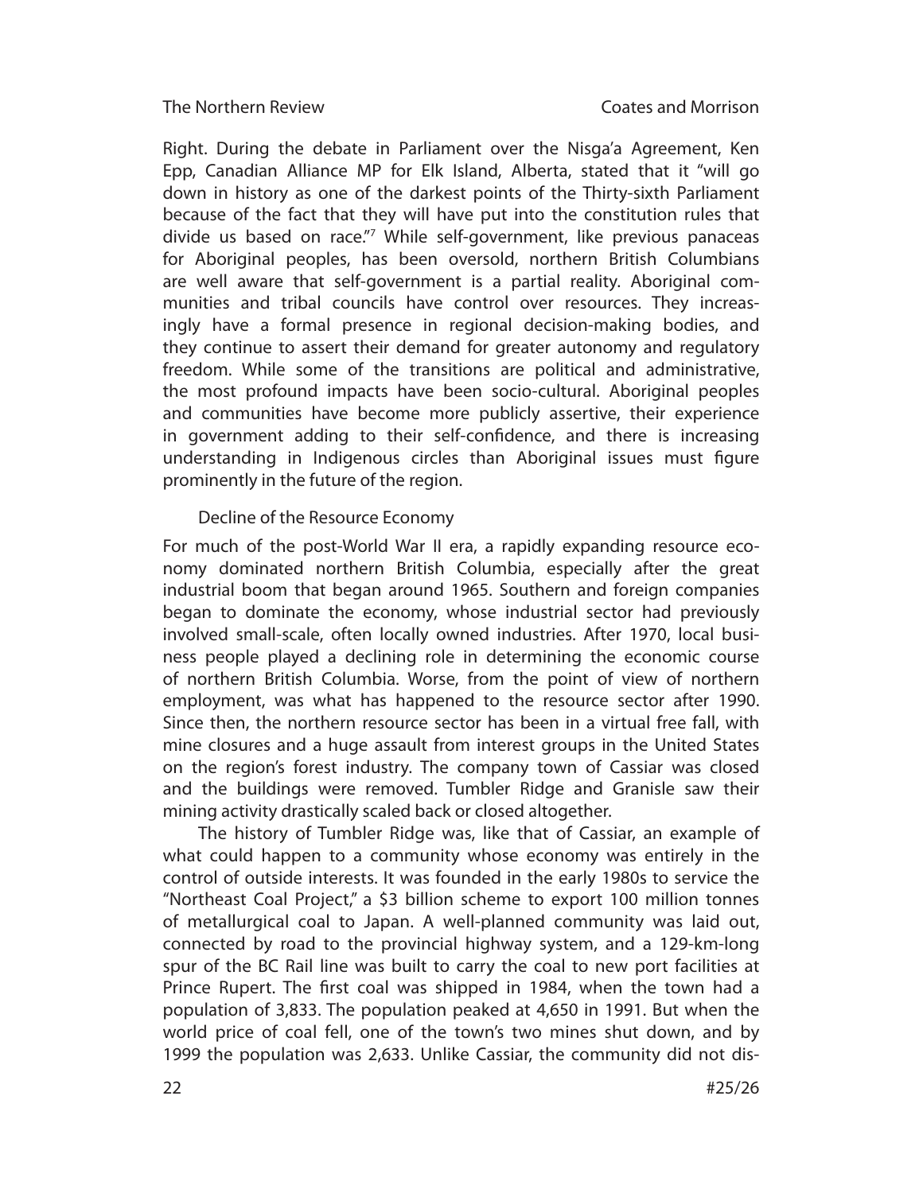Right. During the debate in Parliament over the Nisga'a Agreement, Ken Epp, Canadian Alliance MP for Elk Island, Alberta, stated that it "will go down in history as one of the darkest points of the Thirty-sixth Parliament because of the fact that they will have put into the constitution rules that divide us based on race."[7] While self-government, like previous panaceas for Aboriginal peoples, has been oversold, northern British Columbians are well aware that self-government is a partial reality. Aboriginal communities and tribal councils have control over resources. They increasingly have a formal presence in regional decision-making bodies, and they continue to assert their demand for greater autonomy and regulatory freedom. While some of the transitions are political and administrative, the most profound impacts have been socio-cultural. Aboriginal peoples and communities have become more publicly assertive, their experience in government adding to their self-confidence, and there is increasing understanding in Indigenous circles than Aboriginal issues must figure prominently in the future of the region.

## Decline of the Resource Economy

For much of the post-World War II era, a rapidly expanding resource economy dominated northern British Columbia, especially after the great industrial boom that began around 1965. Southern and foreign companies began to dominate the economy, whose industrial sector had previously involved small-scale, often locally owned industries. After 1970, local business people played a declining role in determining the economic course of northern British Columbia. Worse, from the point of view of northern employment, was what has happened to the resource sector after 1990. Since then, the northern resource sector has been in a virtual free fall, with mine closures and a huge assault from interest groups in the United States on the region's forest industry. The company town of Cassiar was closed and the buildings were removed. Tumbler Ridge and Granisle saw their mining activity drastically scaled back or closed altogether.

The history of Tumbler Ridge was, like that of Cassiar, an example of what could happen to a community whose economy was entirely in the control of outside interests. It was founded in the early 1980s to service the "Northeast Coal Project," a $3 billion scheme to export 100 million tonnes of metallurgical coal to Japan. A well-planned community was laid out, connected by road to the provincial highway system, and a 129-km-long spur of the BC Rail line was built to carry the coal to new port facilities at Prince Rupert. The first coal was shipped in 1984, when the town had a population of 3,833. The population peaked at 4,650 in 1991. But when the world price of coal fell, one of the town's two mines shut down, and by 1999 the population was 2,633. Unlike Cassiar, the community did not dis-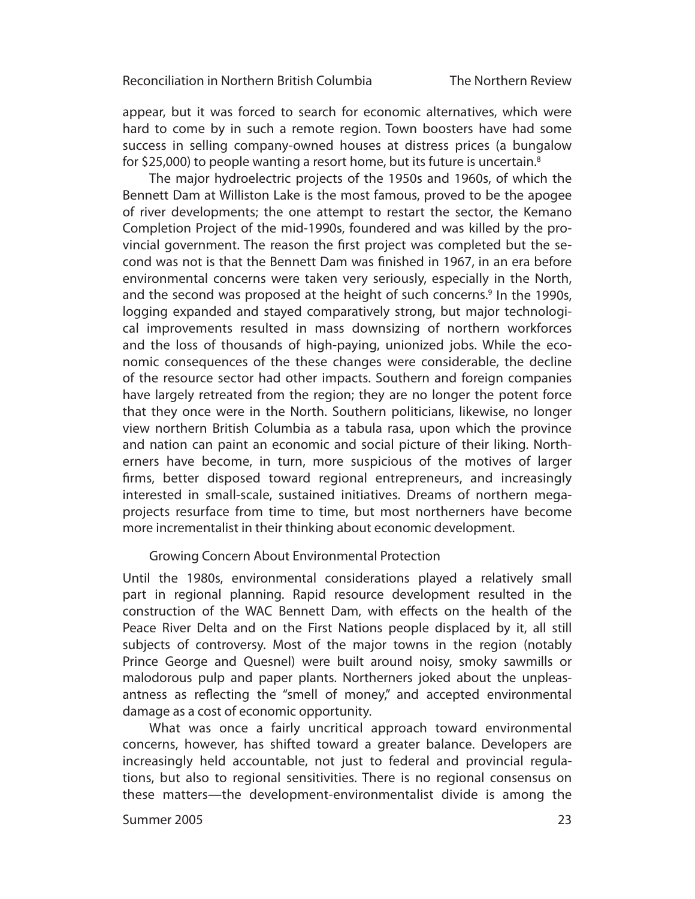appear, but it was forced to search for economic alternatives, which were hard to come by in such a remote region. Town boosters have had some success in selling company-owned houses at distress prices (a bungalow for $25,000) to people wanting a resort home, but its future is uncertain.[8]

The major hydroelectric projects of the 1950s and 1960s, of which the Bennett Dam at Williston Lake is the most famous, proved to be the apogee of river developments; the one attempt to restart the sector, the Kemano Completion Project of the mid-1990s, foundered and was killed by the provincial government. The reason the first project was completed but the second was not is that the Bennett Dam was finished in 1967, in an era before environmental concerns were taken very seriously, especially in the North, and the second was proposed at the height of such concerns.[9] In the 1990s, logging expanded and stayed comparatively strong, but major technological improvements resulted in mass downsizing of northern workforces and the loss of thousands of high-paying, unionized jobs. While the economic consequences of the these changes were considerable, the decline of the resource sector had other impacts. Southern and foreign companies have largely retreated from the region; they are no longer the potent force that they once were in the North. Southern politicians, likewise, no longer view northern British Columbia as a tabula rasa, upon which the province and nation can paint an economic and social picture of their liking. Northerners have become, in turn, more suspicious of the motives of larger firms, better disposed toward regional entrepreneurs, and increasingly interested in small-scale, sustained initiatives. Dreams of northern megaprojects resurface from time to time, but most northerners have become more incrementalist in their thinking about economic development.

## Growing Concern About Environmental Protection

Until the 1980s, environmental considerations played a relatively small part in regional planning. Rapid resource development resulted in the construction of the WAC Bennett Dam, with effects on the health of the Peace River Delta and on the First Nations people displaced by it, all still subjects of controversy. Most of the major towns in the region (notably Prince George and Quesnel) were built around noisy, smoky sawmills or malodorous pulp and paper plants. Northerners joked about the unpleasantness as reflecting the "smell of money," and accepted environmental damage as a cost of economic opportunity.

What was once a fairly uncritical approach toward environmental concerns, however, has shifted toward a greater balance. Developers are increasingly held accountable, not just to federal and provincial regulations, but also to regional sensitivities. There is no regional consensus on these matters—the development-environmentalist divide is among the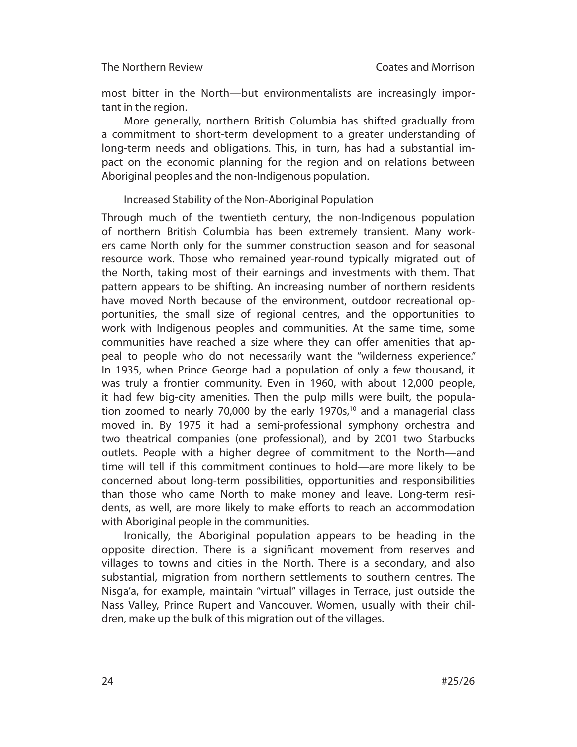most bitter in the North—but environmentalists are increasingly important in the region.

More generally, northern British Columbia has shifted gradually from a commitment to short-term development to a greater understanding of long-term needs and obligations. This, in turn, has had a substantial impact on the economic planning for the region and on relations between Aboriginal peoples and the non-Indigenous population.

## Increased Stability of the Non-Aboriginal Population

Through much of the twentieth century, the non-Indigenous population of northern British Columbia has been extremely transient. Many workers came North only for the summer construction season and for seasonal resource work. Those who remained year-round typically migrated out of the North, taking most of their earnings and investments with them. That pattern appears to be shifting. An increasing number of northern residents have moved North because of the environment, outdoor recreational opportunities, the small size of regional centres, and the opportunities to work with Indigenous peoples and communities. At the same time, some communities have reached a size where they can offer amenities that appeal to people who do not necessarily want the "wilderness experience." In 1935, when Prince George had a population of only a few thousand, it was truly a frontier community. Even in 1960, with about 12,000 people, it had few big-city amenities. Then the pulp mills were built, the population zoomed to nearly 70,000 by the early 1970s,[10] and a managerial class moved in. By 1975 it had a semi-professional symphony orchestra and two theatrical companies (one professional), and by 2001 two Starbucks outlets. People with a higher degree of commitment to the North—and time will tell if this commitment continues to hold—are more likely to be concerned about long-term possibilities, opportunities and responsibilities than those who came North to make money and leave. Long-term residents, as well, are more likely to make efforts to reach an accommodation with Aboriginal people in the communities.

Ironically, the Aboriginal population appears to be heading in the opposite direction. There is a significant movement from reserves and villages to towns and cities in the North. There is a secondary, and also substantial, migration from northern settlements to southern centres. The Nisga'a, for example, maintain "virtual" villages in Terrace, just outside the Nass Valley, Prince Rupert and Vancouver. Women, usually with their children, make up the bulk of this migration out of the villages.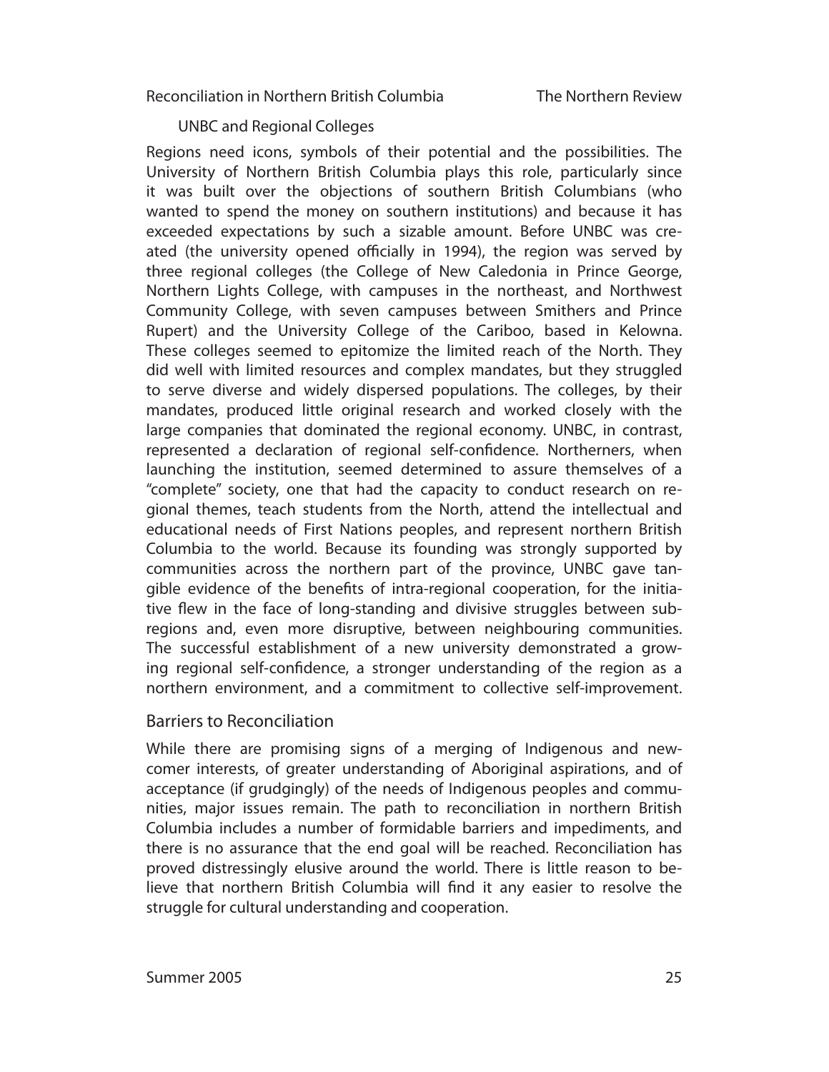### UNBC and Regional Colleges

Regions need icons, symbols of their potential and the possibilities. The University of Northern British Columbia plays this role, particularly since it was built over the objections of southern British Columbians (who wanted to spend the money on southern institutions) and because it has exceeded expectations by such a sizable amount. Before UNBC was created (the university opened officially in 1994), the region was served by three regional colleges (the College of New Caledonia in Prince George, Northern Lights College, with campuses in the northeast, and Northwest Community College, with seven campuses between Smithers and Prince Rupert) and the University College of the Cariboo, based in Kelowna. These colleges seemed to epitomize the limited reach of the North. They did well with limited resources and complex mandates, but they struggled to serve diverse and widely dispersed populations. The colleges, by their mandates, produced little original research and worked closely with the large companies that dominated the regional economy. UNBC, in contrast, represented a declaration of regional self-confidence. Northerners, when launching the institution, seemed determined to assure themselves of a "complete" society, one that had the capacity to conduct research on regional themes, teach students from the North, attend the intellectual and educational needs of First Nations peoples, and represent northern British Columbia to the world. Because its founding was strongly supported by communities across the northern part of the province, UNBC gave tangible evidence of the benefits of intra-regional cooperation, for the initiative flew in the face of long-standing and divisive struggles between subregions and, even more disruptive, between neighbouring communities. The successful establishment of a new university demonstrated a growing regional self-confidence, a stronger understanding of the region as a northern environment, and a commitment to collective self-improvement.

## Barriers to Reconciliation

While there are promising signs of a merging of Indigenous and newcomer interests, of greater understanding of Aboriginal aspirations, and of acceptance (if grudgingly) of the needs of Indigenous peoples and communities, major issues remain. The path to reconciliation in northern British Columbia includes a number of formidable barriers and impediments, and there is no assurance that the end goal will be reached. Reconciliation has proved distressingly elusive around the world. There is little reason to believe that northern British Columbia will find it any easier to resolve the struggle for cultural understanding and cooperation.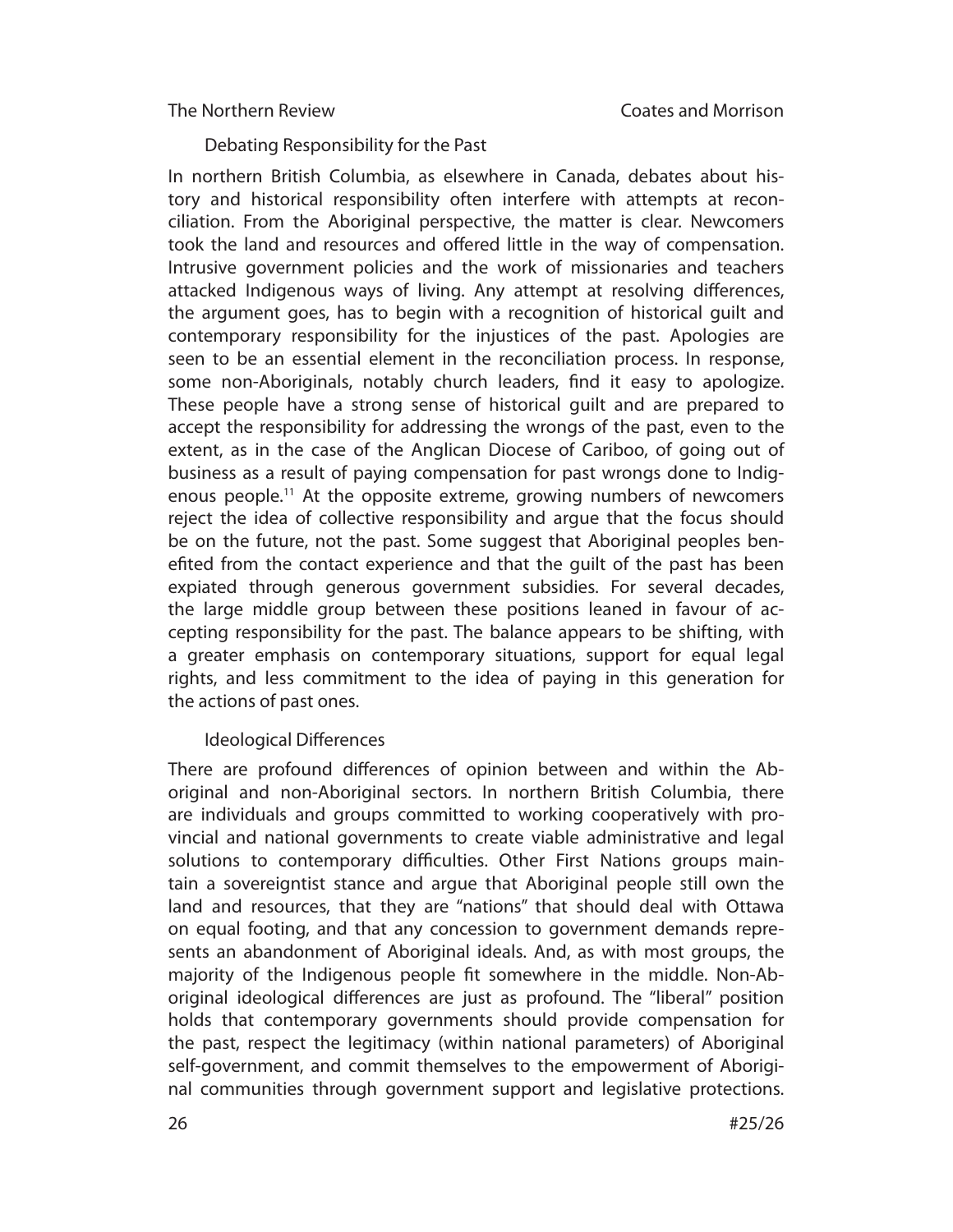### Debating Responsibility for the Past

In northern British Columbia, as elsewhere in Canada, debates about history and historical responsibility often interfere with attempts at reconciliation. From the Aboriginal perspective, the matter is clear. Newcomers took the land and resources and offered little in the way of compensation. Intrusive government policies and the work of missionaries and teachers attacked Indigenous ways of living. Any attempt at resolving differences, the argument goes, has to begin with a recognition of historical guilt and contemporary responsibility for the injustices of the past. Apologies are seen to be an essential element in the reconciliation process. In response, some non-Aboriginals, notably church leaders, find it easy to apologize. These people have a strong sense of historical guilt and are prepared to accept the responsibility for addressing the wrongs of the past, even to the extent, as in the case of the Anglican Diocese of Cariboo, of going out of business as a result of paying compensation for past wrongs done to Indigenous people.[11] At the opposite extreme, growing numbers of newcomers reject the idea of collective responsibility and argue that the focus should be on the future, not the past. Some suggest that Aboriginal peoples benefited from the contact experience and that the guilt of the past has been expiated through generous government subsidies. For several decades, the large middle group between these positions leaned in favour of accepting responsibility for the past. The balance appears to be shifting, with a greater emphasis on contemporary situations, support for equal legal rights, and less commitment to the idea of paying in this generation for the actions of past ones.

### Ideological Differences

There are profound differences of opinion between and within the Aboriginal and non-Aboriginal sectors. In northern British Columbia, there are individuals and groups committed to working cooperatively with provincial and national governments to create viable administrative and legal solutions to contemporary difficulties. Other First Nations groups maintain a sovereigntist stance and argue that Aboriginal people still own the land and resources, that they are "nations" that should deal with Ottawa on equal footing, and that any concession to government demands represents an abandonment of Aboriginal ideals. And, as with most groups, the majority of the Indigenous people fit somewhere in the middle. Non-Aboriginal ideological differences are just as profound. The "liberal" position holds that contemporary governments should provide compensation for the past, respect the legitimacy (within national parameters) of Aboriginal self-government, and commit themselves to the empowerment of Aboriginal communities through government support and legislative protections.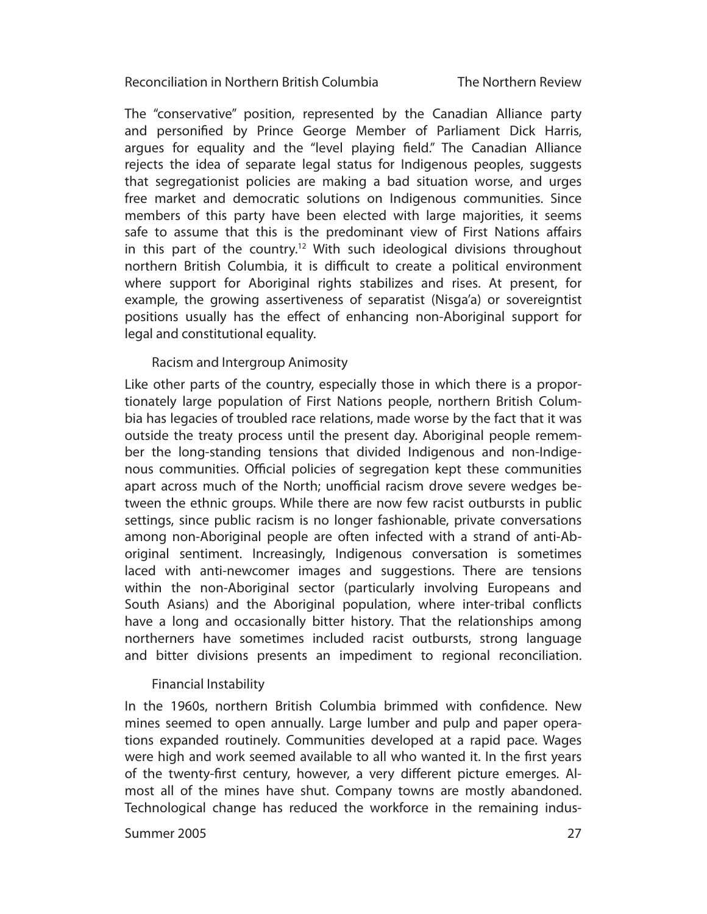The "conservative" position, represented by the Canadian Alliance party and personified by Prince George Member of Parliament Dick Harris, argues for equality and the "level playing field." The Canadian Alliance rejects the idea of separate legal status for Indigenous peoples, suggests that segregationist policies are making a bad situation worse, and urges free market and democratic solutions on Indigenous communities. Since members of this party have been elected with large majorities, it seems safe to assume that this is the predominant view of First Nations affairs in this part of the country.[12] With such ideological divisions throughout northern British Columbia, it is difficult to create a political environment where support for Aboriginal rights stabilizes and rises. At present, for example, the growing assertiveness of separatist (Nisga'a) or sovereigntist positions usually has the effect of enhancing non-Aboriginal support for legal and constitutional equality.

### Racism and Intergroup Animosity

Like other parts of the country, especially those in which there is a proportionately large population of First Nations people, northern British Columbia has legacies of troubled race relations, made worse by the fact that it was outside the treaty process until the present day. Aboriginal people remember the long-standing tensions that divided Indigenous and non-Indigenous communities. Official policies of segregation kept these communities apart across much of the North; unofficial racism drove severe wedges between the ethnic groups. While there are now few racist outbursts in public settings, since public racism is no longer fashionable, private conversations among non-Aboriginal people are often infected with a strand of anti-Aboriginal sentiment. Increasingly, Indigenous conversation is sometimes laced with anti-newcomer images and suggestions. There are tensions within the non-Aboriginal sector (particularly involving Europeans and South Asians) and the Aboriginal population, where inter-tribal conflicts have a long and occasionally bitter history. That the relationships among northerners have sometimes included racist outbursts, strong language and bitter divisions presents an impediment to regional reconciliation.

### Financial Instability

In the 1960s, northern British Columbia brimmed with confidence. New mines seemed to open annually. Large lumber and pulp and paper operations expanded routinely. Communities developed at a rapid pace. Wages were high and work seemed available to all who wanted it. In the first years of the twenty-first century, however, a very different picture emerges. Almost all of the mines have shut. Company towns are mostly abandoned. Technological change has reduced the workforce in the remaining indus-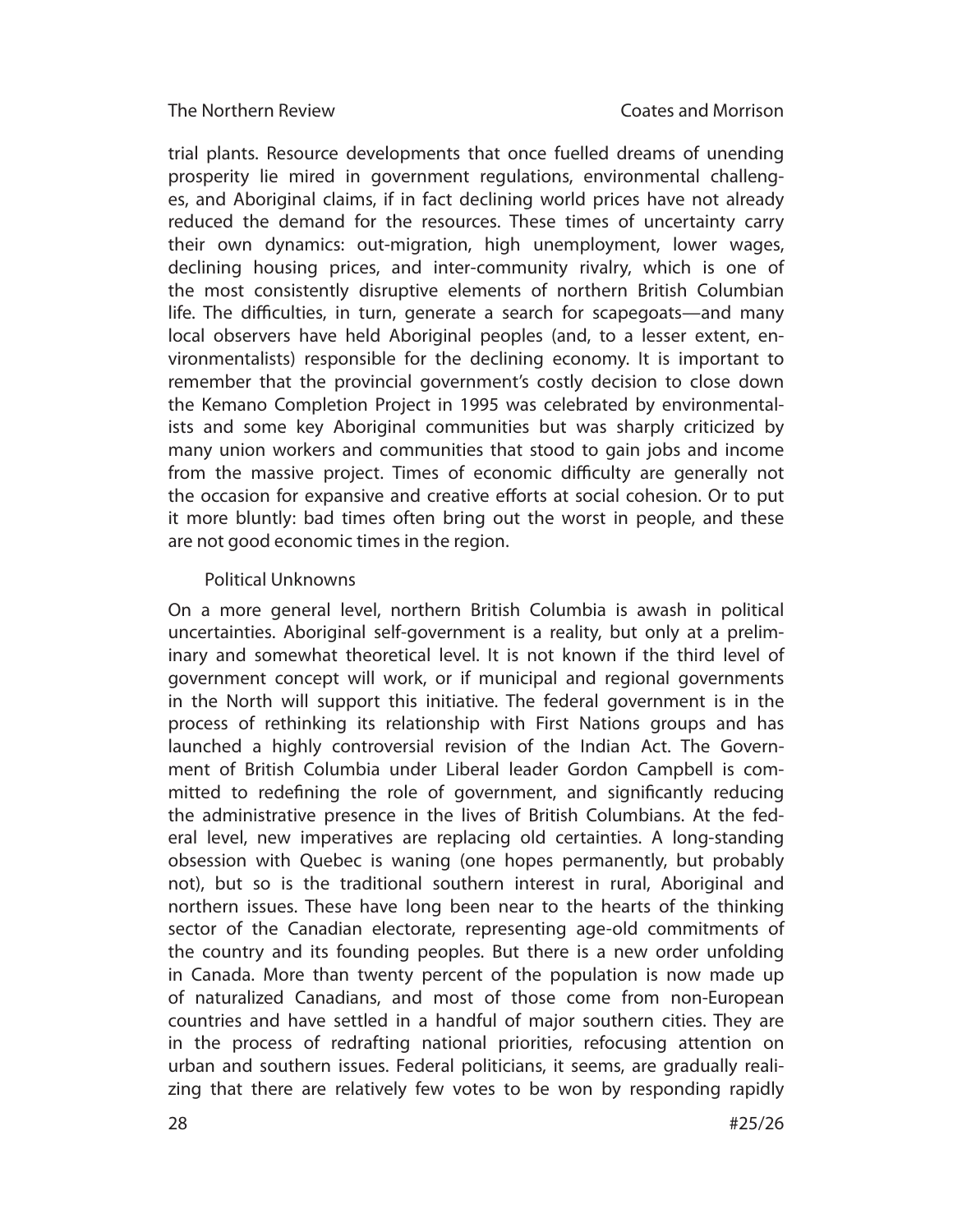trial plants. Resource developments that once fuelled dreams of unending prosperity lie mired in government regulations, environmental challenges, and Aboriginal claims, if in fact declining world prices have not already reduced the demand for the resources. These times of uncertainty carry their own dynamics: out-migration, high unemployment, lower wages, declining housing prices, and inter-community rivalry, which is one of the most consistently disruptive elements of northern British Columbian life. The difficulties, in turn, generate a search for scapegoats—and many local observers have held Aboriginal peoples (and, to a lesser extent, environmentalists) responsible for the declining economy. It is important to remember that the provincial government's costly decision to close down the Kemano Completion Project in 1995 was celebrated by environmentalists and some key Aboriginal communities but was sharply criticized by many union workers and communities that stood to gain jobs and income from the massive project. Times of economic difficulty are generally not the occasion for expansive and creative efforts at social cohesion. Or to put it more bluntly: bad times often bring out the worst in people, and these are not good economic times in the region.

### Political Unknowns

On a more general level, northern British Columbia is awash in political uncertainties. Aboriginal self-government is a reality, but only at a preliminary and somewhat theoretical level. It is not known if the third level of government concept will work, or if municipal and regional governments in the North will support this initiative. The federal government is in the process of rethinking its relationship with First Nations groups and has launched a highly controversial revision of the Indian Act. The Government of British Columbia under Liberal leader Gordon Campbell is committed to redefining the role of government, and significantly reducing the administrative presence in the lives of British Columbians. At the federal level, new imperatives are replacing old certainties. A long-standing obsession with Quebec is waning (one hopes permanently, but probably not), but so is the traditional southern interest in rural, Aboriginal and northern issues. These have long been near to the hearts of the thinking sector of the Canadian electorate, representing age-old commitments of the country and its founding peoples. But there is a new order unfolding in Canada. More than twenty percent of the population is now made up of naturalized Canadians, and most of those come from non-European countries and have settled in a handful of major southern cities. They are in the process of redrafting national priorities, refocusing attention on urban and southern issues. Federal politicians, it seems, are gradually realizing that there are relatively few votes to be won by responding rapidly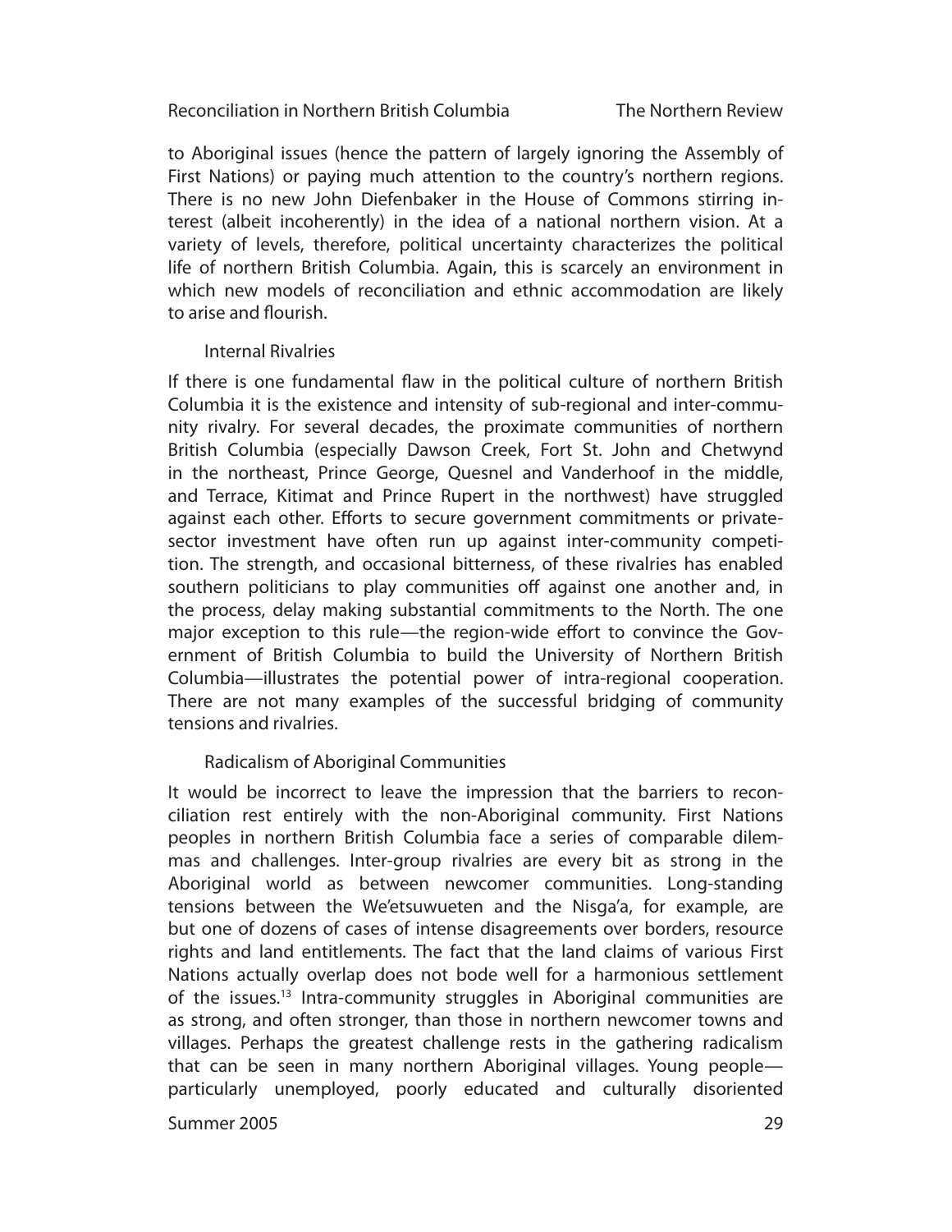to Aboriginal issues (hence the pattern of largely ignoring the Assembly of First Nations) or paying much attention to the country's northern regions. There is no new John Diefenbaker in the House of Commons stirring interest (albeit incoherently) in the idea of a national northern vision. At a variety of levels, therefore, political uncertainty characterizes the political life of northern British Columbia. Again, this is scarcely an environment in which new models of reconciliation and ethnic accommodation are likely to arise and flourish.

### Internal Rivalries

If there is one fundamental flaw in the political culture of northern British Columbia it is the existence and intensity of sub-regional and inter-community rivalry. For several decades, the proximate communities of northern British Columbia (especially Dawson Creek, Fort St. John and Chetwynd in the northeast, Prince George, Quesnel and Vanderhoof in the middle, and Terrace, Kitimat and Prince Rupert in the northwest) have struggled against each other. Efforts to secure government commitments or private-sector investment have often run up against inter-community competition. The strength, and occasional bitterness, of these rivalries has enabled southern politicians to play communities off against one another and, in the process, delay making substantial commitments to the North. The one major exception to this rule—the region-wide effort to convince the Government of British Columbia to build the University of Northern British Columbia—illustrates the potential power of intra-regional cooperation. There are not many examples of the successful bridging of community tensions and rivalries.

### Radicalism of Aboriginal Communities

It would be incorrect to leave the impression that the barriers to reconciliation rest entirely with the non-Aboriginal community. First Nations peoples in northern British Columbia face a series of comparable dilemmas and challenges. Inter-group rivalries are every bit as strong in the Aboriginal world as between newcomer communities. Long-standing tensions between the We'etsuwueten and the Nisga'a, for example, are but one of dozens of cases of intense disagreements over borders, resource rights and land entitlements. The fact that the land claims of various First Nations actually overlap does not bode well for a harmonious settlement of the issues.[13] Intra-community struggles in Aboriginal communities are as strong, and often stronger, than those in northern newcomer towns and villages. Perhaps the greatest challenge rests in the gathering radicalism that can be seen in many northern Aboriginal villages. Young people—particularly unemployed, poorly educated and culturally disoriented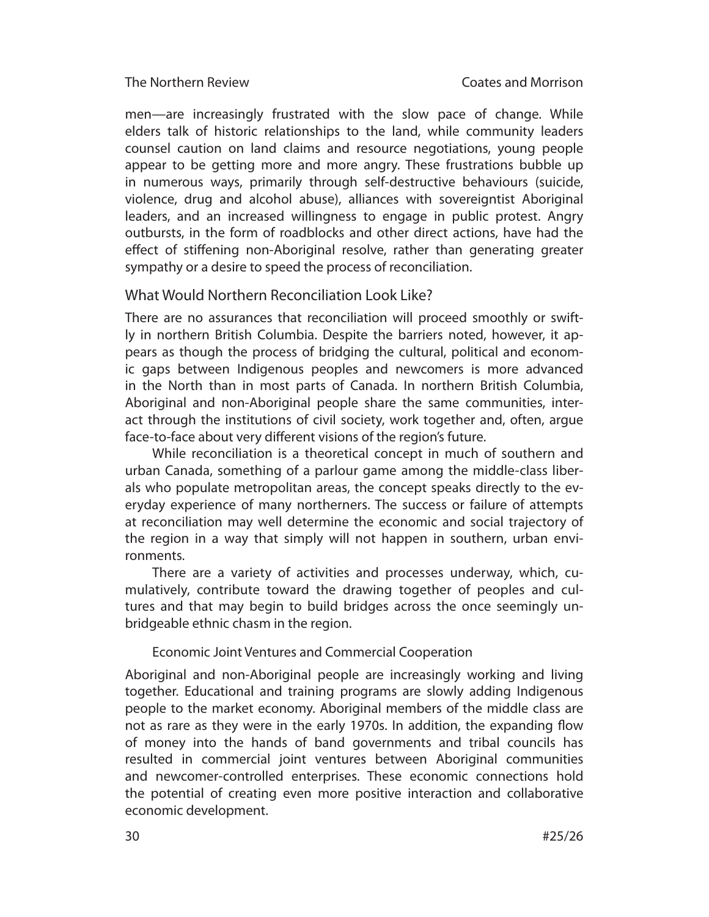men—are increasingly frustrated with the slow pace of change. While elders talk of historic relationships to the land, while community leaders counsel caution on land claims and resource negotiations, young people appear to be getting more and more angry. These frustrations bubble up in numerous ways, primarily through self-destructive behaviours (suicide, violence, drug and alcohol abuse), alliances with sovereigntist Aboriginal leaders, and an increased willingness to engage in public protest. Angry outbursts, in the form of roadblocks and other direct actions, have had the effect of stiffening non-Aboriginal resolve, rather than generating greater sympathy or a desire to speed the process of reconciliation.

## What Would Northern Reconciliation Look Like?

There are no assurances that reconciliation will proceed smoothly or swiftly in northern British Columbia. Despite the barriers noted, however, it appears as though the process of bridging the cultural, political and economic gaps between Indigenous peoples and newcomers is more advanced in the North than in most parts of Canada. In northern British Columbia, Aboriginal and non-Aboriginal people share the same communities, interact through the institutions of civil society, work together and, often, argue face-to-face about very different visions of the region's future.

While reconciliation is a theoretical concept in much of southern and urban Canada, something of a parlour game among the middle-class liberals who populate metropolitan areas, the concept speaks directly to the everyday experience of many northerners. The success or failure of attempts at reconciliation may well determine the economic and social trajectory of the region in a way that simply will not happen in southern, urban environments.

There are a variety of activities and processes underway, which, cumulatively, contribute toward the drawing together of peoples and cultures and that may begin to build bridges across the once seemingly unbridgeable ethnic chasm in the region.

### Economic Joint Ventures and Commercial Cooperation

Aboriginal and non-Aboriginal people are increasingly working and living together. Educational and training programs are slowly adding Indigenous people to the market economy. Aboriginal members of the middle class are not as rare as they were in the early 1970s. In addition, the expanding flow of money into the hands of band governments and tribal councils has resulted in commercial joint ventures between Aboriginal communities and newcomer-controlled enterprises. These economic connections hold the potential of creating even more positive interaction and collaborative economic development.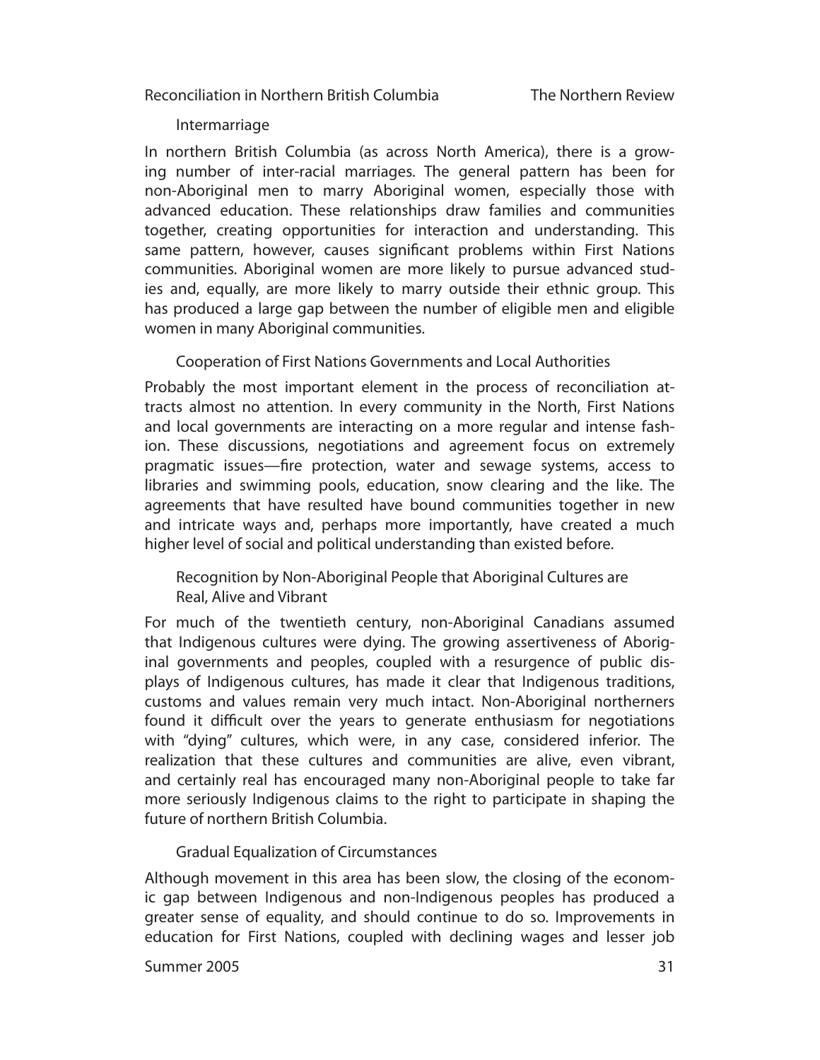### Intermarriage

In northern British Columbia (as across North America), there is a growing number of inter-racial marriages. The general pattern has been for non-Aboriginal men to marry Aboriginal women, especially those with advanced education. These relationships draw families and communities together, creating opportunities for interaction and understanding. This same pattern, however, causes significant problems within First Nations communities. Aboriginal women are more likely to pursue advanced studies and, equally, are more likely to marry outside their ethnic group. This has produced a large gap between the number of eligible men and eligible women in many Aboriginal communities.

### Cooperation of First Nations Governments and Local Authorities

Probably the most important element in the process of reconciliation attracts almost no attention. In every community in the North, First Nations and local governments are interacting on a more regular and intense fashion. These discussions, negotiations and agreement focus on extremely pragmatic issues—fire protection, water and sewage systems, access to libraries and swimming pools, education, snow clearing and the like. The agreements that have resulted have bound communities together in new and intricate ways and, perhaps more importantly, have created a much higher level of social and political understanding than existed before.

### Recognition by Non-Aboriginal People that Aboriginal Cultures are Real, Alive and Vibrant

For much of the twentieth century, non-Aboriginal Canadians assumed that Indigenous cultures were dying. The growing assertiveness of Aboriginal governments and peoples, coupled with a resurgence of public displays of Indigenous cultures, has made it clear that Indigenous traditions, customs and values remain very much intact. Non-Aboriginal northerners found it difficult over the years to generate enthusiasm for negotiations with "dying" cultures, which were, in any case, considered inferior. The realization that these cultures and communities are alive, even vibrant, and certainly real has encouraged many non-Aboriginal people to take far more seriously Indigenous claims to the right to participate in shaping the future of northern British Columbia.

### Gradual Equalization of Circumstances

Although movement in this area has been slow, the closing of the economic gap between Indigenous and non-Indigenous peoples has produced a greater sense of equality, and should continue to do so. Improvements in education for First Nations, coupled with declining wages and lesser job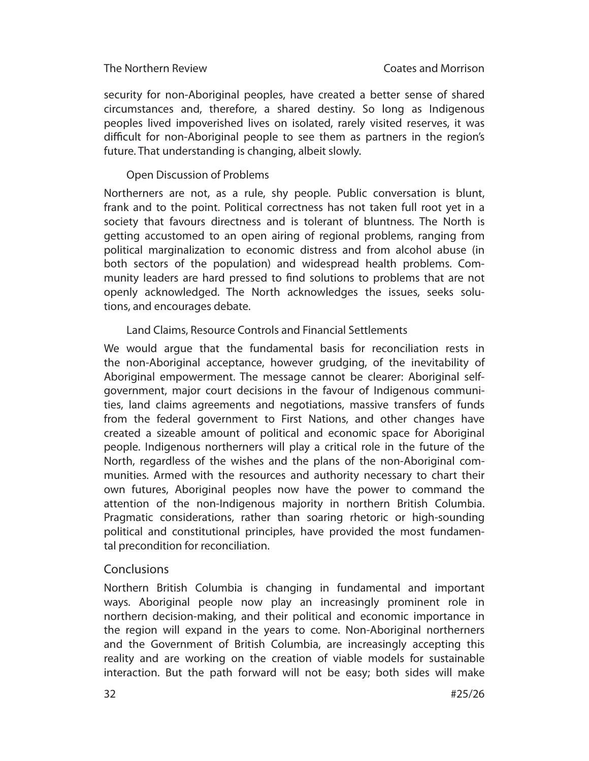security for non-Aboriginal peoples, have created a better sense of shared circumstances and, therefore, a shared destiny. So long as Indigenous peoples lived impoverished lives on isolated, rarely visited reserves, it was difficult for non-Aboriginal people to see them as partners in the region's future. That understanding is changing, albeit slowly.

### Open Discussion of Problems

Northerners are not, as a rule, shy people. Public conversation is blunt, frank and to the point. Political correctness has not taken full root yet in a society that favours directness and is tolerant of bluntness. The North is getting accustomed to an open airing of regional problems, ranging from political marginalization to economic distress and from alcohol abuse (in both sectors of the population) and widespread health problems. Community leaders are hard pressed to find solutions to problems that are not openly acknowledged. The North acknowledges the issues, seeks solutions, and encourages debate.

### Land Claims, Resource Controls and Financial Settlements

We would argue that the fundamental basis for reconciliation rests in the non-Aboriginal acceptance, however grudging, of the inevitability of Aboriginal empowerment. The message cannot be clearer: Aboriginal self-government, major court decisions in the favour of Indigenous communities, land claims agreements and negotiations, massive transfers of funds from the federal government to First Nations, and other changes have created a sizeable amount of political and economic space for Aboriginal people. Indigenous northerners will play a critical role in the future of the North, regardless of the wishes and the plans of the non-Aboriginal communities. Armed with the resources and authority necessary to chart their own futures, Aboriginal peoples now have the power to command the attention of the non-Indigenous majority in northern British Columbia. Pragmatic considerations, rather than soaring rhetoric or high-sounding political and constitutional principles, have provided the most fundamental precondition for reconciliation.

## Conclusions

Northern British Columbia is changing in fundamental and important ways. Aboriginal people now play an increasingly prominent role in northern decision-making, and their political and economic importance in the region will expand in the years to come. Non-Aboriginal northerners and the Government of British Columbia, are increasingly accepting this reality and are working on the creation of viable models for sustainable interaction. But the path forward will not be easy; both sides will make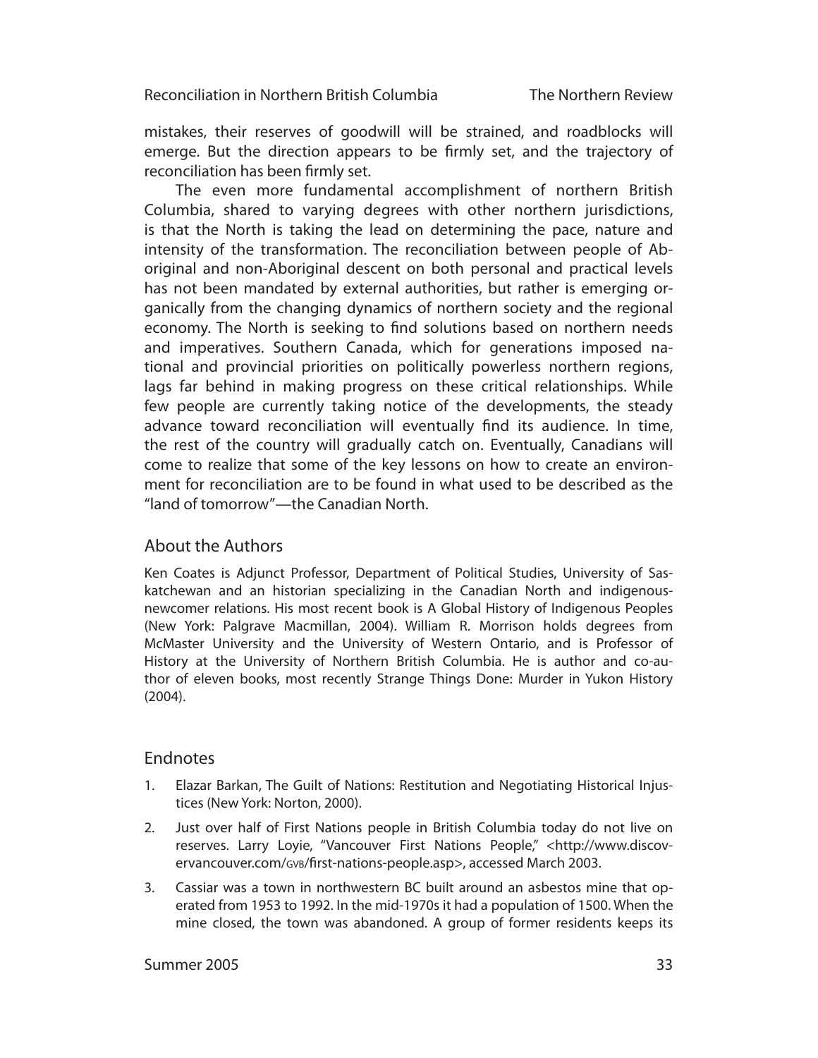mistakes, their reserves of goodwill will be strained, and roadblocks will emerge. But the direction appears to be firmly set, and the trajectory of reconciliation has been firmly set.

The even more fundamental accomplishment of northern British Columbia, shared to varying degrees with other northern jurisdictions, is that the North is taking the lead on determining the pace, nature and intensity of the transformation. The reconciliation between people of Aboriginal and non-Aboriginal descent on both personal and practical levels has not been mandated by external authorities, but rather is emerging organically from the changing dynamics of northern society and the regional economy. The North is seeking to find solutions based on northern needs and imperatives. Southern Canada, which for generations imposed national and provincial priorities on politically powerless northern regions, lags far behind in making progress on these critical relationships. While few people are currently taking notice of the developments, the steady advance toward reconciliation will eventually find its audience. In time, the rest of the country will gradually catch on. Eventually, Canadians will come to realize that some of the key lessons on how to create an environment for reconciliation are to be found in what used to be described as the "land of tomorrow"—the Canadian North.

## About the Authors

Ken Coates is Adjunct Professor, Department of Political Studies, University of Saskatchewan and an historian specializing in the Canadian North and indigenous-newcomer relations. His most recent book is A Global History of Indigenous Peoples (New York: Palgrave Macmillan, 2004). William R. Morrison holds degrees from McMaster University and the University of Western Ontario, and is Professor of History at the University of Northern British Columbia. He is author and co-author of eleven books, most recently Strange Things Done: Murder in Yukon History (2004).

## Endnotes

1. Elazar Barkan, The Guilt of Nations: Restitution and Negotiating Historical Injustices (New York: Norton, 2000).
2. Just over half of First Nations people in British Columbia today do not live on reserves. Larry Loyie, "Vancouver First Nations People," <http://www.discovervancouver.com/GVB/first-nations-people.asp>, accessed March 2003.
3. Cassiar was a town in northwestern BC built around an asbestos mine that operated from 1953 to 1992. In the mid-1970s it had a population of 1500. When the mine closed, the town was abandoned. A group of former residents keeps its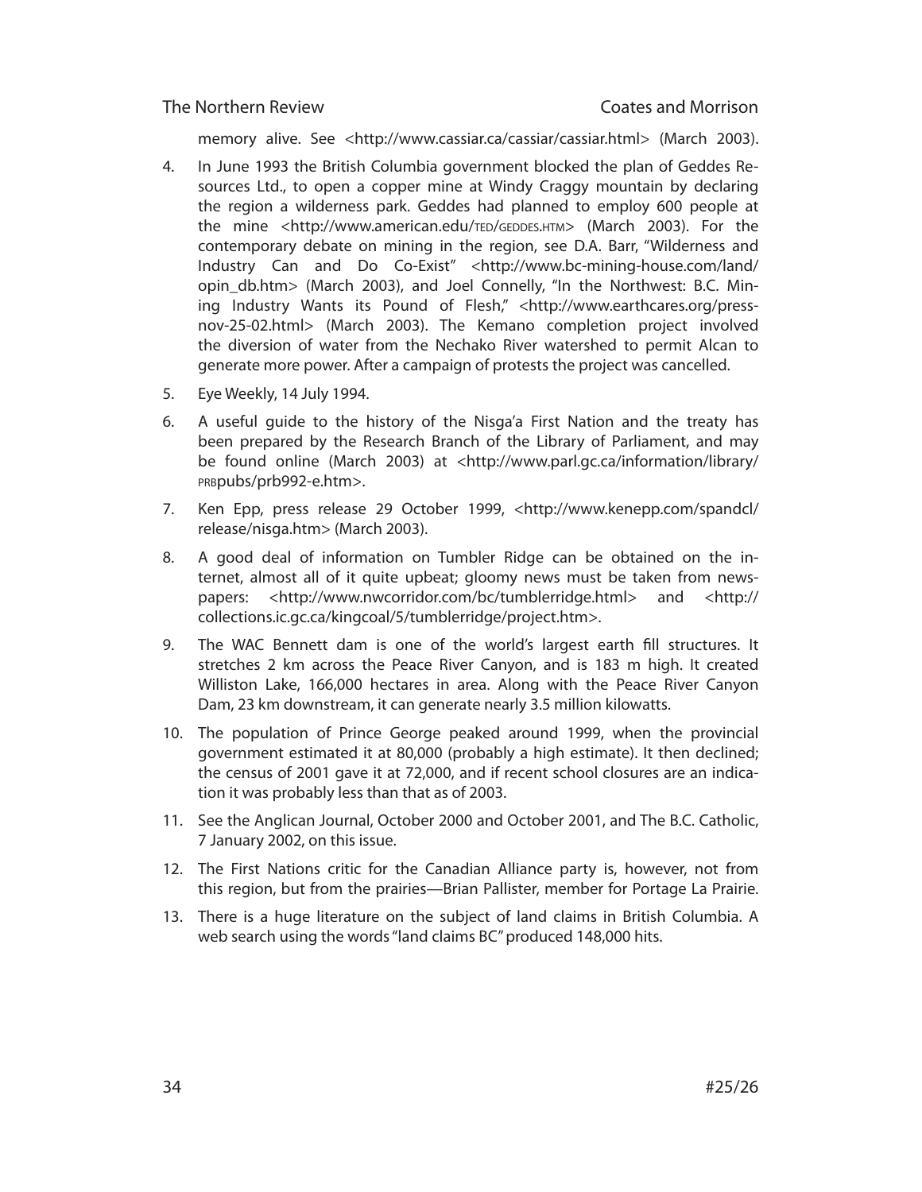memory alive. See <http://www.cassiar.ca/cassiar/cassiar.html> (March 2003).

4. In June 1993 the British Columbia government blocked the plan of Geddes Resources Ltd., to open a copper mine at Windy Craggy mountain by declaring the region a wilderness park. Geddes had planned to employ 600 people at the mine <http://www.american.edu/TED/GEDDES.HTM> (March 2003). For the contemporary debate on mining in the region, see D.A. Barr, "Wilderness and Industry Can and Do Co-Exist" <http://www.bc-mining-house.com/land/opin_db.htm> (March 2003), and Joel Connelly, "In the Northwest: B.C. Mining Industry Wants its Pound of Flesh," <http://www.earthcares.org/press-nov-25-02.html> (March 2003). The Kemano completion project involved the diversion of water from the Nechako River watershed to permit Alcan to generate more power. After a campaign of protests the project was cancelled.

5. Eye Weekly, 14 July 1994.

6. A useful guide to the history of the Nisga'a First Nation and the treaty has been prepared by the Research Branch of the Library of Parliament, and may be found online (March 2003) at <http://www.parl.gc.ca/information/library/PRBpubs/prb992-e.htm>.

7. Ken Epp, press release 29 October 1999, <http://www.kenepp.com/spandcl/release/nisga.htm> (March 2003).

8. A good deal of information on Tumbler Ridge can be obtained on the internet, almost all of it quite upbeat; gloomy news must be taken from newspapers: <http://www.nwcorridor.com/bc/tumblerridge.html> and <http://collections.ic.gc.ca/kingcoal/5/tumblerridge/project.htm>.

9. The WAC Bennett dam is one of the world's largest earth fill structures. It stretches 2 km across the Peace River Canyon, and is 183 m high. It created Williston Lake, 166,000 hectares in area. Along with the Peace River Canyon Dam, 23 km downstream, it can generate nearly 3.5 million kilowatts.

10. The population of Prince George peaked around 1999, when the provincial government estimated it at 80,000 (probably a high estimate). It then declined; the census of 2001 gave it at 72,000, and if recent school closures are an indication it was probably less than that as of 2003.

11. See the Anglican Journal, October 2000 and October 2001, and The B.C. Catholic, 7 January 2002, on this issue.

12. The First Nations critic for the Canadian Alliance party is, however, not from this region, but from the prairies—Brian Pallister, member for Portage La Prairie.

13. There is a huge literature on the subject of land claims in British Columbia. A web search using the words "land claims BC" produced 148,000 hits.